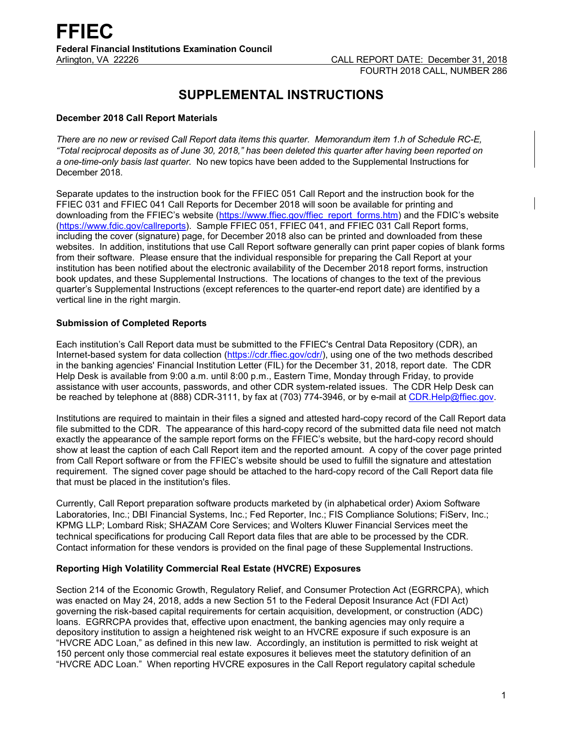# FFIEC

**Federal Financial Institutions Examination Council**
Arlington, VA 22226

CALL REPORT DATE: December 31, 2018
FOURTH 2018 CALL, NUMBER 286

## SUPPLEMENTAL INSTRUCTIONS

### December 2018 Call Report Materials

*There are no new or revised Call Report data items this quarter. Memorandum item 1.h of Schedule RC-E, "Total reciprocal deposits as of June 30, 2018," has been deleted this quarter after having been reported on a one-time-only basis last quarter.* No new topics have been added to the Supplemental Instructions for December 2018.

Separate updates to the instruction book for the FFIEC 051 Call Report and the instruction book for the FFIEC 031 and FFIEC 041 Call Reports for December 2018 will soon be available for printing and downloading from the FFIEC's website (https://www.ffiec.gov/ffiec_report_forms.htm) and the FDIC's website (https://www.fdic.gov/callreports). Sample FFIEC 051, FFIEC 041, and FFIEC 031 Call Report forms, including the cover (signature) page, for December 2018 also can be printed and downloaded from these websites. In addition, institutions that use Call Report software generally can print paper copies of blank forms from their software. Please ensure that the individual responsible for preparing the Call Report at your institution has been notified about the electronic availability of the December 2018 report forms, instruction book updates, and these Supplemental Instructions. The locations of changes to the text of the previous quarter's Supplemental Instructions (except references to the quarter-end report date) are identified by a vertical line in the right margin.

### Submission of Completed Reports

Each institution's Call Report data must be submitted to the FFIEC's Central Data Repository (CDR), an Internet-based system for data collection (https://cdr.ffiec.gov/cdr/), using one of the two methods described in the banking agencies' Financial Institution Letter (FIL) for the December 31, 2018, report date. The CDR Help Desk is available from 9:00 a.m. until 8:00 p.m., Eastern Time, Monday through Friday, to provide assistance with user accounts, passwords, and other CDR system-related issues. The CDR Help Desk can be reached by telephone at (888) CDR-3111, by fax at (703) 774-3946, or by e-mail at CDR.Help@ffiec.gov.

Institutions are required to maintain in their files a signed and attested hard-copy record of the Call Report data file submitted to the CDR. The appearance of this hard-copy record of the submitted data file need not match exactly the appearance of the sample report forms on the FFIEC's website, but the hard-copy record should show at least the caption of each Call Report item and the reported amount. A copy of the cover page printed from Call Report software or from the FFIEC's website should be used to fulfill the signature and attestation requirement. The signed cover page should be attached to the hard-copy record of the Call Report data file that must be placed in the institution's files.

Currently, Call Report preparation software products marketed by (in alphabetical order) Axiom Software Laboratories, Inc.; DBI Financial Systems, Inc.; Fed Reporter, Inc.; FIS Compliance Solutions; FiServ, Inc.; KPMG LLP; Lombard Risk; SHAZAM Core Services; and Wolters Kluwer Financial Services meet the technical specifications for producing Call Report data files that are able to be processed by the CDR. Contact information for these vendors is provided on the final page of these Supplemental Instructions.

### Reporting High Volatility Commercial Real Estate (HVCRE) Exposures

Section 214 of the Economic Growth, Regulatory Relief, and Consumer Protection Act (EGRRCPA), which was enacted on May 24, 2018, adds a new Section 51 to the Federal Deposit Insurance Act (FDI Act) governing the risk-based capital requirements for certain acquisition, development, or construction (ADC) loans. EGRRCPA provides that, effective upon enactment, the banking agencies may only require a depository institution to assign a heightened risk weight to an HVCRE exposure if such exposure is an "HVCRE ADC Loan," as defined in this new law. Accordingly, an institution is permitted to risk weight at 150 percent only those commercial real estate exposures it believes meet the statutory definition of an "HVCRE ADC Loan." When reporting HVCRE exposures in the Call Report regulatory capital schedule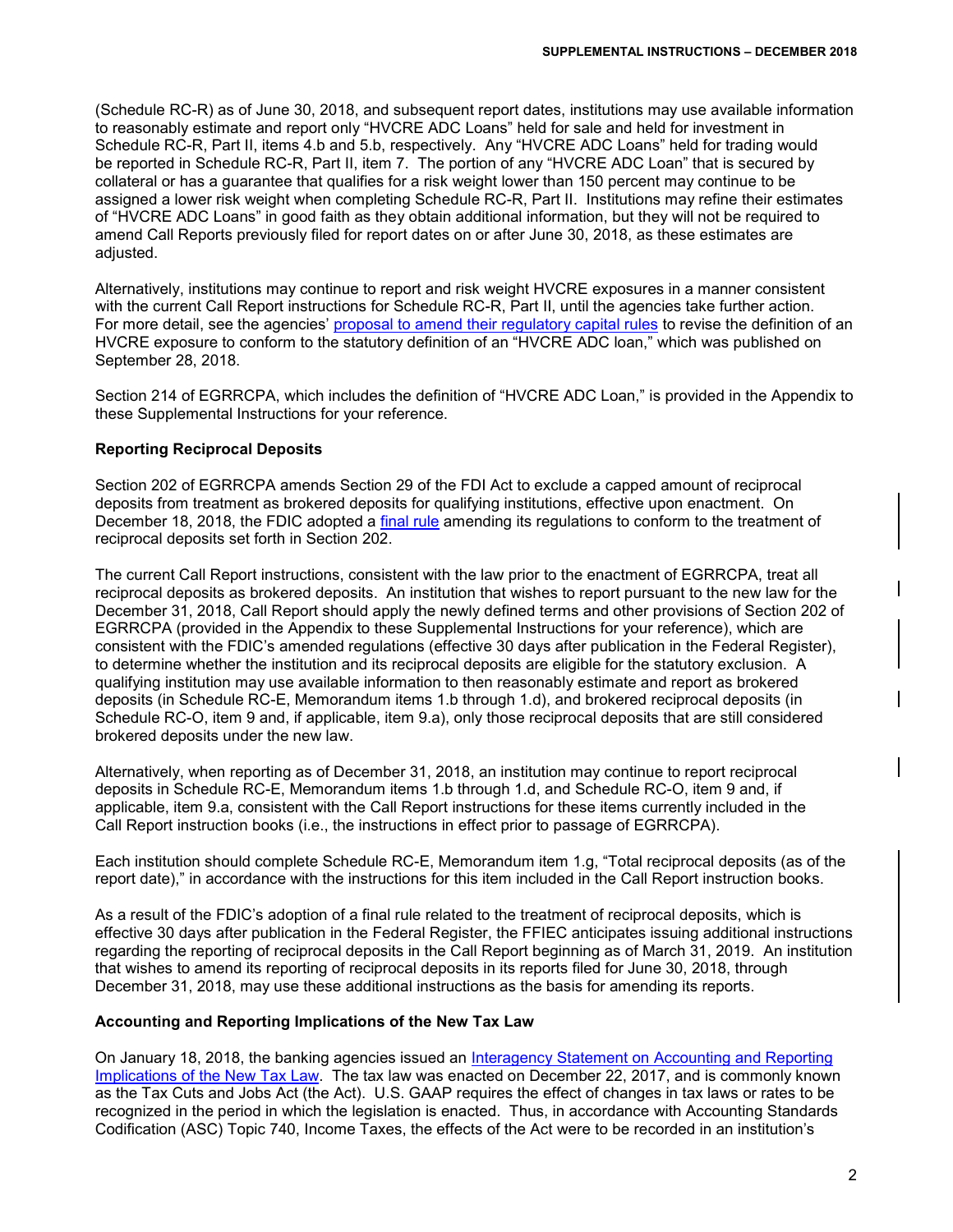(Schedule RC-R) as of June 30, 2018, and subsequent report dates, institutions may use available information to reasonably estimate and report only "HVCRE ADC Loans" held for sale and held for investment in Schedule RC-R, Part II, items 4.b and 5.b, respectively. Any "HVCRE ADC Loans" held for trading would be reported in Schedule RC-R, Part II, item 7. The portion of any "HVCRE ADC Loan" that is secured by collateral or has a guarantee that qualifies for a risk weight lower than 150 percent may continue to be assigned a lower risk weight when completing Schedule RC-R, Part II. Institutions may refine their estimates of "HVCRE ADC Loans" in good faith as they obtain additional information, but they will not be required to amend Call Reports previously filed for report dates on or after June 30, 2018, as these estimates are adjusted.

Alternatively, institutions may continue to report and risk weight HVCRE exposures in a manner consistent with the current Call Report instructions for Schedule RC-R, Part II, until the agencies take further action. For more detail, see the agencies' proposal to amend their regulatory capital rules to revise the definition of an HVCRE exposure to conform to the statutory definition of an "HVCRE ADC loan," which was published on September 28, 2018.

Section 214 of EGRRCPA, which includes the definition of "HVCRE ADC Loan," is provided in the Appendix to these Supplemental Instructions for your reference.

**Reporting Reciprocal Deposits**

Section 202 of EGRRCPA amends Section 29 of the FDI Act to exclude a capped amount of reciprocal deposits from treatment as brokered deposits for qualifying institutions, effective upon enactment. On December 18, 2018, the FDIC adopted a final rule amending its regulations to conform to the treatment of reciprocal deposits set forth in Section 202.

The current Call Report instructions, consistent with the law prior to the enactment of EGRRCPA, treat all reciprocal deposits as brokered deposits. An institution that wishes to report pursuant to the new law for the December 31, 2018, Call Report should apply the newly defined terms and other provisions of Section 202 of EGRRCPA (provided in the Appendix to these Supplemental Instructions for your reference), which are consistent with the FDIC's amended regulations (effective 30 days after publication in the Federal Register), to determine whether the institution and its reciprocal deposits are eligible for the statutory exclusion. A qualifying institution may use available information to then reasonably estimate and report as brokered deposits (in Schedule RC-E, Memorandum items 1.b through 1.d), and brokered reciprocal deposits (in Schedule RC-O, item 9 and, if applicable, item 9.a), only those reciprocal deposits that are still considered brokered deposits under the new law.

Alternatively, when reporting as of December 31, 2018, an institution may continue to report reciprocal deposits in Schedule RC-E, Memorandum items 1.b through 1.d, and Schedule RC-O, item 9 and, if applicable, item 9.a, consistent with the Call Report instructions for these items currently included in the Call Report instruction books (i.e., the instructions in effect prior to passage of EGRRCPA).

Each institution should complete Schedule RC-E, Memorandum item 1.g, "Total reciprocal deposits (as of the report date)," in accordance with the instructions for this item included in the Call Report instruction books.

As a result of the FDIC's adoption of a final rule related to the treatment of reciprocal deposits, which is effective 30 days after publication in the Federal Register, the FFIEC anticipates issuing additional instructions regarding the reporting of reciprocal deposits in the Call Report beginning as of March 31, 2019. An institution that wishes to amend its reporting of reciprocal deposits in its reports filed for June 30, 2018, through December 31, 2018, may use these additional instructions as the basis for amending its reports.

**Accounting and Reporting Implications of the New Tax Law**

On January 18, 2018, the banking agencies issued an Interagency Statement on Accounting and Reporting Implications of the New Tax Law. The tax law was enacted on December 22, 2017, and is commonly known as the Tax Cuts and Jobs Act (the Act). U.S. GAAP requires the effect of changes in tax laws or rates to be recognized in the period in which the legislation is enacted. Thus, in accordance with Accounting Standards Codification (ASC) Topic 740, Income Taxes, the effects of the Act were to be recorded in an institution's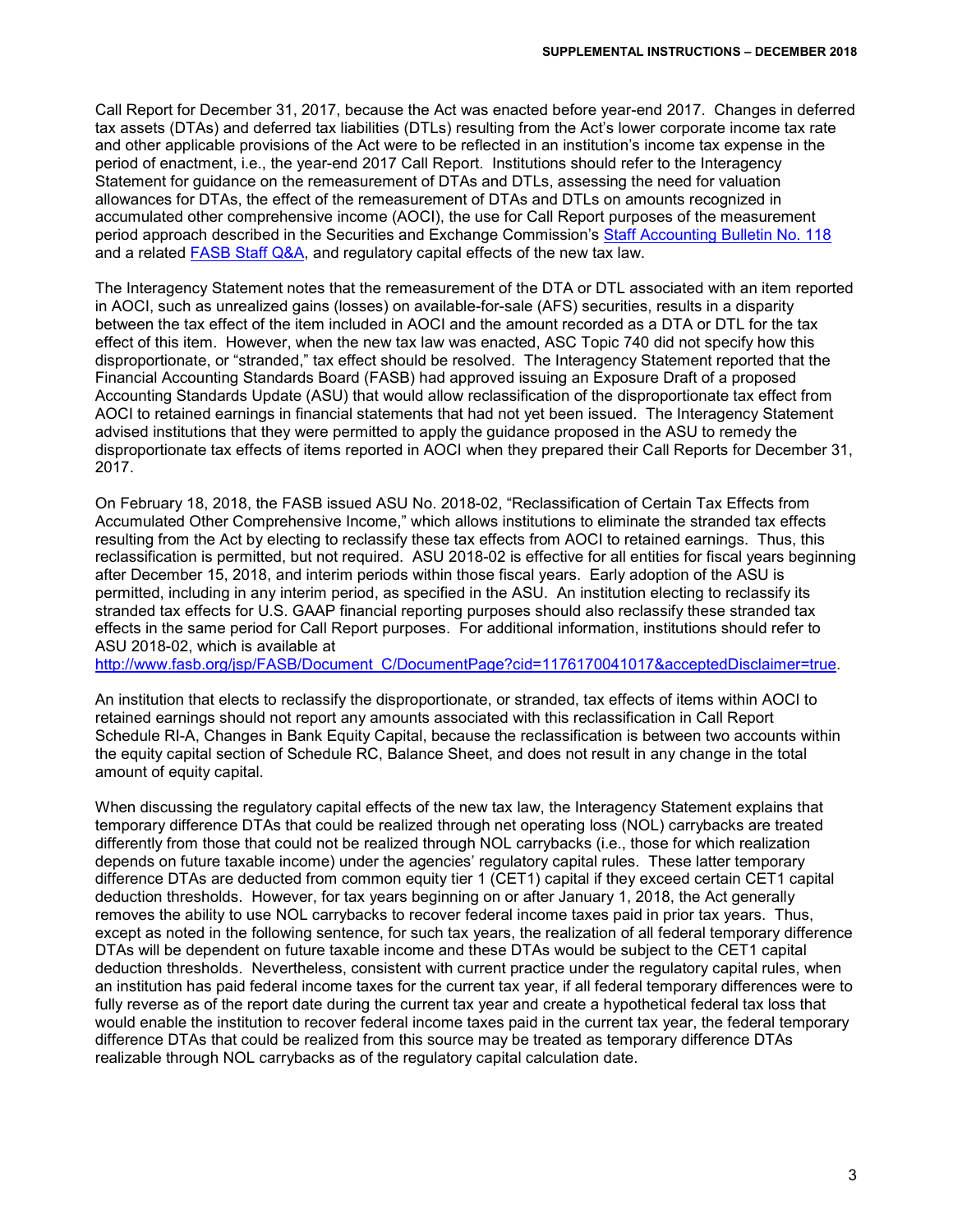Call Report for December 31, 2017, because the Act was enacted before year-end 2017. Changes in deferred tax assets (DTAs) and deferred tax liabilities (DTLs) resulting from the Act's lower corporate income tax rate and other applicable provisions of the Act were to be reflected in an institution's income tax expense in the period of enactment, i.e., the year-end 2017 Call Report. Institutions should refer to the Interagency Statement for guidance on the remeasurement of DTAs and DTLs, assessing the need for valuation allowances for DTAs, the effect of the remeasurement of DTAs and DTLs on amounts recognized in accumulated other comprehensive income (AOCI), the use for Call Report purposes of the measurement period approach described in the Securities and Exchange Commission's [Staff Accounting Bulletin No. 118](#) and a related [FASB Staff Q&A](#), and regulatory capital effects of the new tax law.

The Interagency Statement notes that the remeasurement of the DTA or DTL associated with an item reported in AOCI, such as unrealized gains (losses) on available-for-sale (AFS) securities, results in a disparity between the tax effect of the item included in AOCI and the amount recorded as a DTA or DTL for the tax effect of this item. However, when the new tax law was enacted, ASC Topic 740 did not specify how this disproportionate, or "stranded," tax effect should be resolved. The Interagency Statement reported that the Financial Accounting Standards Board (FASB) had approved issuing an Exposure Draft of a proposed Accounting Standards Update (ASU) that would allow reclassification of the disproportionate tax effect from AOCI to retained earnings in financial statements that had not yet been issued. The Interagency Statement advised institutions that they were permitted to apply the guidance proposed in the ASU to remedy the disproportionate tax effects of items reported in AOCI when they prepared their Call Reports for December 31, 2017.

On February 18, 2018, the FASB issued ASU No. 2018-02, "Reclassification of Certain Tax Effects from Accumulated Other Comprehensive Income," which allows institutions to eliminate the stranded tax effects resulting from the Act by electing to reclassify these tax effects from AOCI to retained earnings. Thus, this reclassification is permitted, but not required. ASU 2018-02 is effective for all entities for fiscal years beginning after December 15, 2018, and interim periods within those fiscal years. Early adoption of the ASU is permitted, including in any interim period, as specified in the ASU. An institution electing to reclassify its stranded tax effects for U.S. GAAP financial reporting purposes should also reclassify these stranded tax effects in the same period for Call Report purposes. For additional information, institutions should refer to ASU 2018-02, which is available at
http://www.fasb.org/jsp/FASB/Document_C/DocumentPage?cid=1176170041017&acceptedDisclaimer=true.

An institution that elects to reclassify the disproportionate, or stranded, tax effects of items within AOCI to retained earnings should not report any amounts associated with this reclassification in Call Report Schedule RI-A, Changes in Bank Equity Capital, because the reclassification is between two accounts within the equity capital section of Schedule RC, Balance Sheet, and does not result in any change in the total amount of equity capital.

When discussing the regulatory capital effects of the new tax law, the Interagency Statement explains that temporary difference DTAs that could be realized through net operating loss (NOL) carrybacks are treated differently from those that could not be realized through NOL carrybacks (i.e., those for which realization depends on future taxable income) under the agencies' regulatory capital rules. These latter temporary difference DTAs are deducted from common equity tier 1 (CET1) capital if they exceed certain CET1 capital deduction thresholds. However, for tax years beginning on or after January 1, 2018, the Act generally removes the ability to use NOL carrybacks to recover federal income taxes paid in prior tax years. Thus, except as noted in the following sentence, for such tax years, the realization of all federal temporary difference DTAs will be dependent on future taxable income and these DTAs would be subject to the CET1 capital deduction thresholds. Nevertheless, consistent with current practice under the regulatory capital rules, when an institution has paid federal income taxes for the current tax year, if all federal temporary differences were to fully reverse as of the report date during the current tax year and create a hypothetical federal tax loss that would enable the institution to recover federal income taxes paid in the current tax year, the federal temporary difference DTAs that could be realized from this source may be treated as temporary difference DTAs realizable through NOL carrybacks as of the regulatory capital calculation date.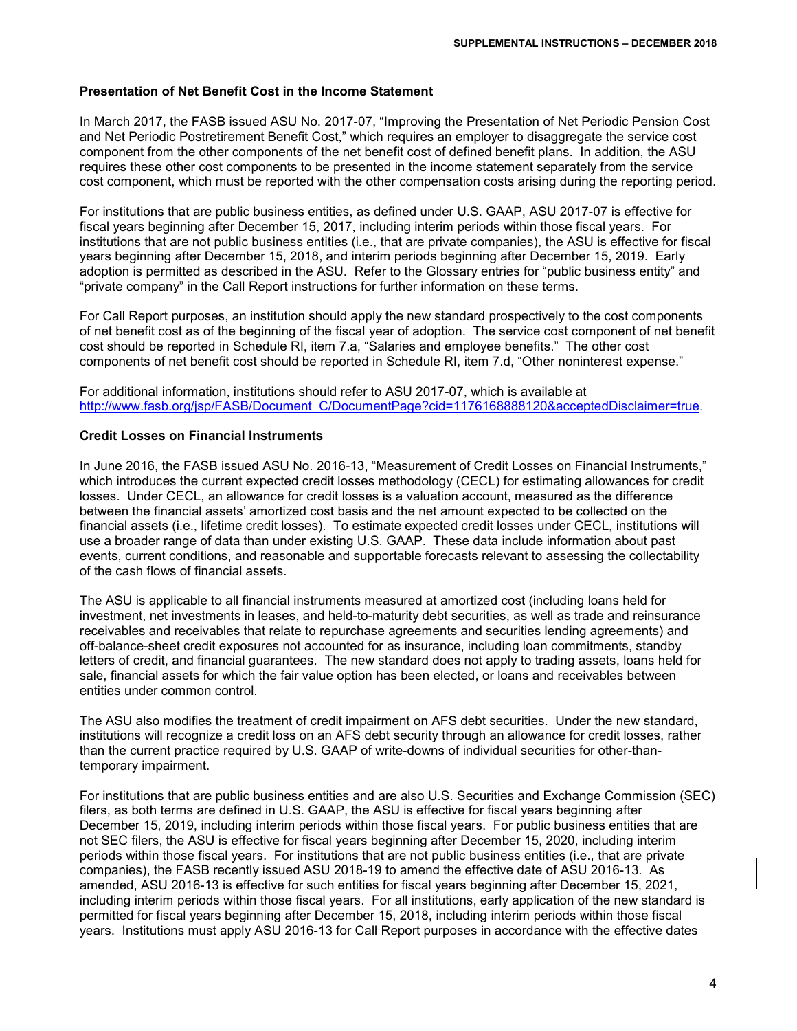### Presentation of Net Benefit Cost in the Income Statement

In March 2017, the FASB issued ASU No. 2017-07, "Improving the Presentation of Net Periodic Pension Cost and Net Periodic Postretirement Benefit Cost," which requires an employer to disaggregate the service cost component from the other components of the net benefit cost of defined benefit plans. In addition, the ASU requires these other cost components to be presented in the income statement separately from the service cost component, which must be reported with the other compensation costs arising during the reporting period.

For institutions that are public business entities, as defined under U.S. GAAP, ASU 2017-07 is effective for fiscal years beginning after December 15, 2017, including interim periods within those fiscal years. For institutions that are not public business entities (i.e., that are private companies), the ASU is effective for fiscal years beginning after December 15, 2018, and interim periods beginning after December 15, 2019. Early adoption is permitted as described in the ASU. Refer to the Glossary entries for "public business entity" and "private company" in the Call Report instructions for further information on these terms.

For Call Report purposes, an institution should apply the new standard prospectively to the cost components of net benefit cost as of the beginning of the fiscal year of adoption. The service cost component of net benefit cost should be reported in Schedule RI, item 7.a, "Salaries and employee benefits." The other cost components of net benefit cost should be reported in Schedule RI, item 7.d, "Other noninterest expense."

For additional information, institutions should refer to ASU 2017-07, which is available at http://www.fasb.org/jsp/FASB/Document_C/DocumentPage?cid=1176168888120&acceptedDisclaimer=true.

### Credit Losses on Financial Instruments

In June 2016, the FASB issued ASU No. 2016-13, "Measurement of Credit Losses on Financial Instruments," which introduces the current expected credit losses methodology (CECL) for estimating allowances for credit losses. Under CECL, an allowance for credit losses is a valuation account, measured as the difference between the financial assets' amortized cost basis and the net amount expected to be collected on the financial assets (i.e., lifetime credit losses). To estimate expected credit losses under CECL, institutions will use a broader range of data than under existing U.S. GAAP. These data include information about past events, current conditions, and reasonable and supportable forecasts relevant to assessing the collectability of the cash flows of financial assets.

The ASU is applicable to all financial instruments measured at amortized cost (including loans held for investment, net investments in leases, and held-to-maturity debt securities, as well as trade and reinsurance receivables and receivables that relate to repurchase agreements and securities lending agreements) and off-balance-sheet credit exposures not accounted for as insurance, including loan commitments, standby letters of credit, and financial guarantees. The new standard does not apply to trading assets, loans held for sale, financial assets for which the fair value option has been elected, or loans and receivables between entities under common control.

The ASU also modifies the treatment of credit impairment on AFS debt securities. Under the new standard, institutions will recognize a credit loss on an AFS debt security through an allowance for credit losses, rather than the current practice required by U.S. GAAP of write-downs of individual securities for other-than-temporary impairment.

For institutions that are public business entities and are also U.S. Securities and Exchange Commission (SEC) filers, as both terms are defined in U.S. GAAP, the ASU is effective for fiscal years beginning after December 15, 2019, including interim periods within those fiscal years. For public business entities that are not SEC filers, the ASU is effective for fiscal years beginning after December 15, 2020, including interim periods within those fiscal years. For institutions that are not public business entities (i.e., that are private companies), the FASB recently issued ASU 2018-19 to amend the effective date of ASU 2016-13. As amended, ASU 2016-13 is effective for such entities for fiscal years beginning after December 15, 2021, including interim periods within those fiscal years. For all institutions, early application of the new standard is permitted for fiscal years beginning after December 15, 2018, including interim periods within those fiscal years. Institutions must apply ASU 2016-13 for Call Report purposes in accordance with the effective dates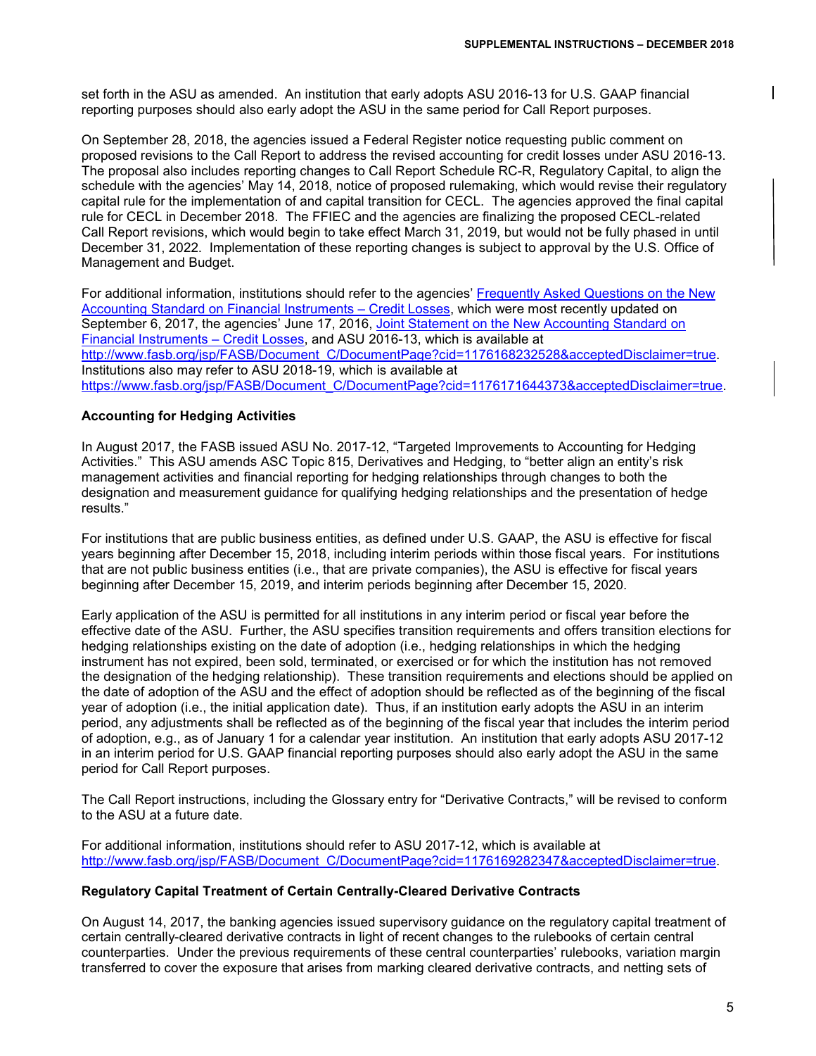set forth in the ASU as amended. An institution that early adopts ASU 2016-13 for U.S. GAAP financial reporting purposes should also early adopt the ASU in the same period for Call Report purposes.

On September 28, 2018, the agencies issued a Federal Register notice requesting public comment on proposed revisions to the Call Report to address the revised accounting for credit losses under ASU 2016-13. The proposal also includes reporting changes to Call Report Schedule RC-R, Regulatory Capital, to align the schedule with the agencies' May 14, 2018, notice of proposed rulemaking, which would revise their regulatory capital rule for the implementation of and capital transition for CECL. The agencies approved the final capital rule for CECL in December 2018. The FFIEC and the agencies are finalizing the proposed CECL-related Call Report revisions, which would begin to take effect March 31, 2019, but would not be fully phased in until December 31, 2022. Implementation of these reporting changes is subject to approval by the U.S. Office of Management and Budget.

For additional information, institutions should refer to the agencies' Frequently Asked Questions on the New Accounting Standard on Financial Instruments – Credit Losses, which were most recently updated on September 6, 2017, the agencies' June 17, 2016, Joint Statement on the New Accounting Standard on Financial Instruments – Credit Losses, and ASU 2016-13, which is available at http://www.fasb.org/jsp/FASB/Document_C/DocumentPage?cid=1176168232528&acceptedDisclaimer=true. Institutions also may refer to ASU 2018-19, which is available at https://www.fasb.org/jsp/FASB/Document_C/DocumentPage?cid=1176171644373&acceptedDisclaimer=true.

**Accounting for Hedging Activities**

In August 2017, the FASB issued ASU No. 2017-12, "Targeted Improvements to Accounting for Hedging Activities." This ASU amends ASC Topic 815, Derivatives and Hedging, to "better align an entity's risk management activities and financial reporting for hedging relationships through changes to both the designation and measurement guidance for qualifying hedging relationships and the presentation of hedge results."

For institutions that are public business entities, as defined under U.S. GAAP, the ASU is effective for fiscal years beginning after December 15, 2018, including interim periods within those fiscal years. For institutions that are not public business entities (i.e., that are private companies), the ASU is effective for fiscal years beginning after December 15, 2019, and interim periods beginning after December 15, 2020.

Early application of the ASU is permitted for all institutions in any interim period or fiscal year before the effective date of the ASU. Further, the ASU specifies transition requirements and offers transition elections for hedging relationships existing on the date of adoption (i.e., hedging relationships in which the hedging instrument has not expired, been sold, terminated, or exercised or for which the institution has not removed the designation of the hedging relationship). These transition requirements and elections should be applied on the date of adoption of the ASU and the effect of adoption should be reflected as of the beginning of the fiscal year of adoption (i.e., the initial application date). Thus, if an institution early adopts the ASU in an interim period, any adjustments shall be reflected as of the beginning of the fiscal year that includes the interim period of adoption, e.g., as of January 1 for a calendar year institution. An institution that early adopts ASU 2017-12 in an interim period for U.S. GAAP financial reporting purposes should also early adopt the ASU in the same period for Call Report purposes.

The Call Report instructions, including the Glossary entry for "Derivative Contracts," will be revised to conform to the ASU at a future date.

For additional information, institutions should refer to ASU 2017-12, which is available at http://www.fasb.org/jsp/FASB/Document_C/DocumentPage?cid=1176169282347&acceptedDisclaimer=true.

**Regulatory Capital Treatment of Certain Centrally-Cleared Derivative Contracts**

On August 14, 2017, the banking agencies issued supervisory guidance on the regulatory capital treatment of certain centrally-cleared derivative contracts in light of recent changes to the rulebooks of certain central counterparties. Under the previous requirements of these central counterparties' rulebooks, variation margin transferred to cover the exposure that arises from marking cleared derivative contracts, and netting sets of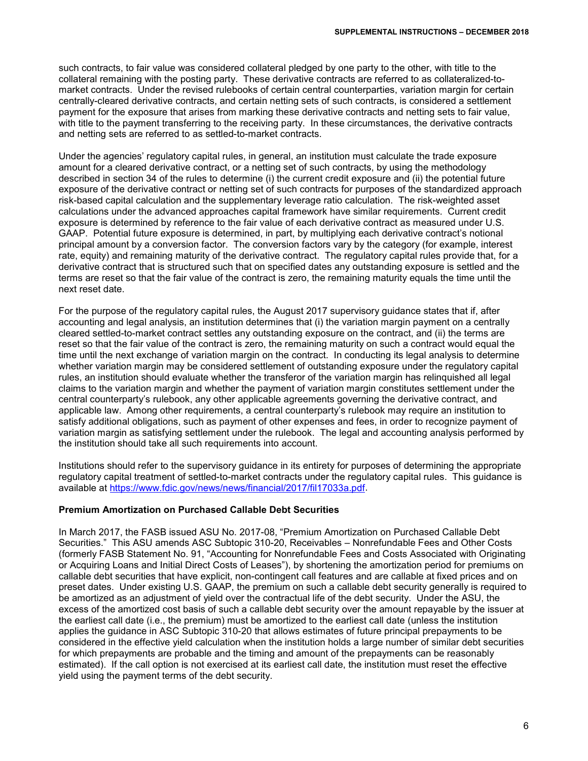such contracts, to fair value was considered collateral pledged by one party to the other, with title to the collateral remaining with the posting party. These derivative contracts are referred to as collateralized-to-market contracts. Under the revised rulebooks of certain central counterparties, variation margin for certain centrally-cleared derivative contracts, and certain netting sets of such contracts, is considered a settlement payment for the exposure that arises from marking these derivative contracts and netting sets to fair value, with title to the payment transferring to the receiving party. In these circumstances, the derivative contracts and netting sets are referred to as settled-to-market contracts.

Under the agencies' regulatory capital rules, in general, an institution must calculate the trade exposure amount for a cleared derivative contract, or a netting set of such contracts, by using the methodology described in section 34 of the rules to determine (i) the current credit exposure and (ii) the potential future exposure of the derivative contract or netting set of such contracts for purposes of the standardized approach risk-based capital calculation and the supplementary leverage ratio calculation. The risk-weighted asset calculations under the advanced approaches capital framework have similar requirements. Current credit exposure is determined by reference to the fair value of each derivative contract as measured under U.S. GAAP. Potential future exposure is determined, in part, by multiplying each derivative contract's notional principal amount by a conversion factor. The conversion factors vary by the category (for example, interest rate, equity) and remaining maturity of the derivative contract. The regulatory capital rules provide that, for a derivative contract that is structured such that on specified dates any outstanding exposure is settled and the terms are reset so that the fair value of the contract is zero, the remaining maturity equals the time until the next reset date.

For the purpose of the regulatory capital rules, the August 2017 supervisory guidance states that if, after accounting and legal analysis, an institution determines that (i) the variation margin payment on a centrally cleared settled-to-market contract settles any outstanding exposure on the contract, and (ii) the terms are reset so that the fair value of the contract is zero, the remaining maturity on such a contract would equal the time until the next exchange of variation margin on the contract. In conducting its legal analysis to determine whether variation margin may be considered settlement of outstanding exposure under the regulatory capital rules, an institution should evaluate whether the transferor of the variation margin has relinquished all legal claims to the variation margin and whether the payment of variation margin constitutes settlement under the central counterparty's rulebook, any other applicable agreements governing the derivative contract, and applicable law. Among other requirements, a central counterparty's rulebook may require an institution to satisfy additional obligations, such as payment of other expenses and fees, in order to recognize payment of variation margin as satisfying settlement under the rulebook. The legal and accounting analysis performed by the institution should take all such requirements into account.

Institutions should refer to the supervisory guidance in its entirety for purposes of determining the appropriate regulatory capital treatment of settled-to-market contracts under the regulatory capital rules. This guidance is available at https://www.fdic.gov/news/news/financial/2017/fil17033a.pdf.

**Premium Amortization on Purchased Callable Debt Securities**

In March 2017, the FASB issued ASU No. 2017-08, "Premium Amortization on Purchased Callable Debt Securities." This ASU amends ASC Subtopic 310-20, Receivables – Nonrefundable Fees and Other Costs (formerly FASB Statement No. 91, "Accounting for Nonrefundable Fees and Costs Associated with Originating or Acquiring Loans and Initial Direct Costs of Leases"), by shortening the amortization period for premiums on callable debt securities that have explicit, non-contingent call features and are callable at fixed prices and on preset dates. Under existing U.S. GAAP, the premium on such a callable debt security generally is required to be amortized as an adjustment of yield over the contractual life of the debt security. Under the ASU, the excess of the amortized cost basis of such a callable debt security over the amount repayable by the issuer at the earliest call date (i.e., the premium) must be amortized to the earliest call date (unless the institution applies the guidance in ASC Subtopic 310-20 that allows estimates of future principal prepayments to be considered in the effective yield calculation when the institution holds a large number of similar debt securities for which prepayments are probable and the timing and amount of the prepayments can be reasonably estimated). If the call option is not exercised at its earliest call date, the institution must reset the effective yield using the payment terms of the debt security.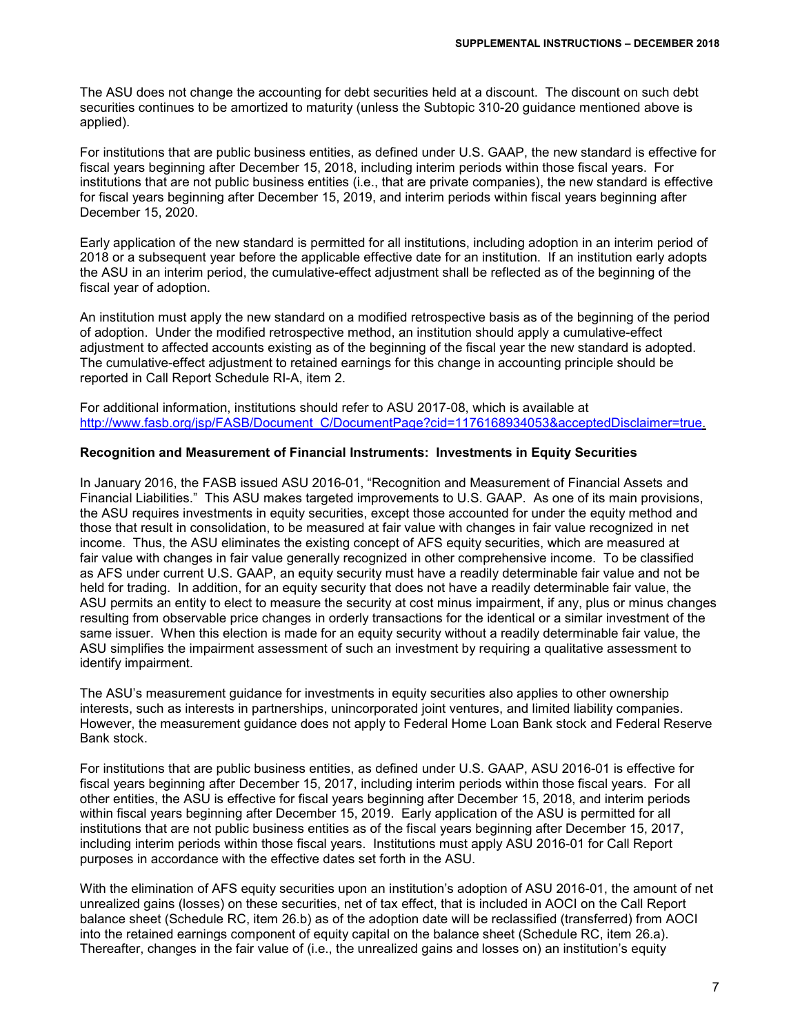The ASU does not change the accounting for debt securities held at a discount. The discount on such debt securities continues to be amortized to maturity (unless the Subtopic 310-20 guidance mentioned above is applied).

For institutions that are public business entities, as defined under U.S. GAAP, the new standard is effective for fiscal years beginning after December 15, 2018, including interim periods within those fiscal years. For institutions that are not public business entities (i.e., that are private companies), the new standard is effective for fiscal years beginning after December 15, 2019, and interim periods within fiscal years beginning after December 15, 2020.

Early application of the new standard is permitted for all institutions, including adoption in an interim period of 2018 or a subsequent year before the applicable effective date for an institution. If an institution early adopts the ASU in an interim period, the cumulative-effect adjustment shall be reflected as of the beginning of the fiscal year of adoption.

An institution must apply the new standard on a modified retrospective basis as of the beginning of the period of adoption. Under the modified retrospective method, an institution should apply a cumulative-effect adjustment to affected accounts existing as of the beginning of the fiscal year the new standard is adopted. The cumulative-effect adjustment to retained earnings for this change in accounting principle should be reported in Call Report Schedule RI-A, item 2.

For additional information, institutions should refer to ASU 2017-08, which is available at http://www.fasb.org/jsp/FASB/Document_C/DocumentPage?cid=1176168934053&acceptedDisclaimer=true.

**Recognition and Measurement of Financial Instruments: Investments in Equity Securities**

In January 2016, the FASB issued ASU 2016-01, "Recognition and Measurement of Financial Assets and Financial Liabilities." This ASU makes targeted improvements to U.S. GAAP. As one of its main provisions, the ASU requires investments in equity securities, except those accounted for under the equity method and those that result in consolidation, to be measured at fair value with changes in fair value recognized in net income. Thus, the ASU eliminates the existing concept of AFS equity securities, which are measured at fair value with changes in fair value generally recognized in other comprehensive income. To be classified as AFS under current U.S. GAAP, an equity security must have a readily determinable fair value and not be held for trading. In addition, for an equity security that does not have a readily determinable fair value, the ASU permits an entity to elect to measure the security at cost minus impairment, if any, plus or minus changes resulting from observable price changes in orderly transactions for the identical or a similar investment of the same issuer. When this election is made for an equity security without a readily determinable fair value, the ASU simplifies the impairment assessment of such an investment by requiring a qualitative assessment to identify impairment.

The ASU's measurement guidance for investments in equity securities also applies to other ownership interests, such as interests in partnerships, unincorporated joint ventures, and limited liability companies. However, the measurement guidance does not apply to Federal Home Loan Bank stock and Federal Reserve Bank stock.

For institutions that are public business entities, as defined under U.S. GAAP, ASU 2016-01 is effective for fiscal years beginning after December 15, 2017, including interim periods within those fiscal years. For all other entities, the ASU is effective for fiscal years beginning after December 15, 2018, and interim periods within fiscal years beginning after December 15, 2019. Early application of the ASU is permitted for all institutions that are not public business entities as of the fiscal years beginning after December 15, 2017, including interim periods within those fiscal years. Institutions must apply ASU 2016-01 for Call Report purposes in accordance with the effective dates set forth in the ASU.

With the elimination of AFS equity securities upon an institution's adoption of ASU 2016-01, the amount of net unrealized gains (losses) on these securities, net of tax effect, that is included in AOCI on the Call Report balance sheet (Schedule RC, item 26.b) as of the adoption date will be reclassified (transferred) from AOCI into the retained earnings component of equity capital on the balance sheet (Schedule RC, item 26.a). Thereafter, changes in the fair value of (i.e., the unrealized gains and losses on) an institution's equity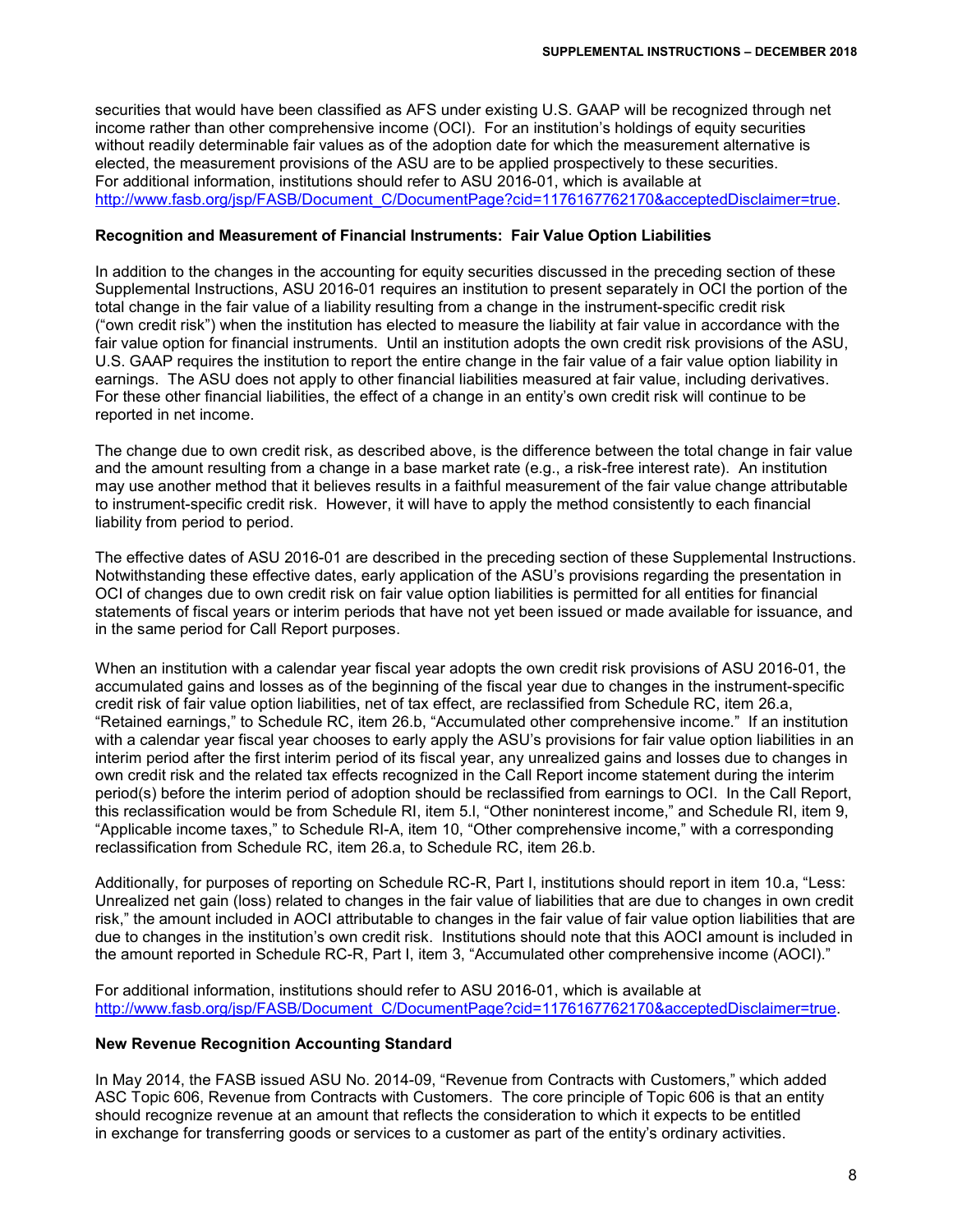securities that would have been classified as AFS under existing U.S. GAAP will be recognized through net income rather than other comprehensive income (OCI). For an institution's holdings of equity securities without readily determinable fair values as of the adoption date for which the measurement alternative is elected, the measurement provisions of the ASU are to be applied prospectively to these securities. For additional information, institutions should refer to ASU 2016-01, which is available at http://www.fasb.org/jsp/FASB/Document_C/DocumentPage?cid=1176167762170&acceptedDisclaimer=true.

**Recognition and Measurement of Financial Instruments: Fair Value Option Liabilities**

In addition to the changes in the accounting for equity securities discussed in the preceding section of these Supplemental Instructions, ASU 2016-01 requires an institution to present separately in OCI the portion of the total change in the fair value of a liability resulting from a change in the instrument-specific credit risk ("own credit risk") when the institution has elected to measure the liability at fair value in accordance with the fair value option for financial instruments. Until an institution adopts the own credit risk provisions of the ASU, U.S. GAAP requires the institution to report the entire change in the fair value of a fair value option liability in earnings. The ASU does not apply to other financial liabilities measured at fair value, including derivatives. For these other financial liabilities, the effect of a change in an entity's own credit risk will continue to be reported in net income.

The change due to own credit risk, as described above, is the difference between the total change in fair value and the amount resulting from a change in a base market rate (e.g., a risk-free interest rate). An institution may use another method that it believes results in a faithful measurement of the fair value change attributable to instrument-specific credit risk. However, it will have to apply the method consistently to each financial liability from period to period.

The effective dates of ASU 2016-01 are described in the preceding section of these Supplemental Instructions. Notwithstanding these effective dates, early application of the ASU's provisions regarding the presentation in OCI of changes due to own credit risk on fair value option liabilities is permitted for all entities for financial statements of fiscal years or interim periods that have not yet been issued or made available for issuance, and in the same period for Call Report purposes.

When an institution with a calendar year fiscal year adopts the own credit risk provisions of ASU 2016-01, the accumulated gains and losses as of the beginning of the fiscal year due to changes in the instrument-specific credit risk of fair value option liabilities, net of tax effect, are reclassified from Schedule RC, item 26.a, "Retained earnings," to Schedule RC, item 26.b, "Accumulated other comprehensive income." If an institution with a calendar year fiscal year chooses to early apply the ASU's provisions for fair value option liabilities in an interim period after the first interim period of its fiscal year, any unrealized gains and losses due to changes in own credit risk and the related tax effects recognized in the Call Report income statement during the interim period(s) before the interim period of adoption should be reclassified from earnings to OCI. In the Call Report, this reclassification would be from Schedule RI, item 5.l, "Other noninterest income," and Schedule RI, item 9, "Applicable income taxes," to Schedule RI-A, item 10, "Other comprehensive income," with a corresponding reclassification from Schedule RC, item 26.a, to Schedule RC, item 26.b.

Additionally, for purposes of reporting on Schedule RC-R, Part I, institutions should report in item 10.a, "Less: Unrealized net gain (loss) related to changes in the fair value of liabilities that are due to changes in own credit risk," the amount included in AOCI attributable to changes in the fair value of fair value option liabilities that are due to changes in the institution's own credit risk. Institutions should note that this AOCI amount is included in the amount reported in Schedule RC-R, Part I, item 3, "Accumulated other comprehensive income (AOCI)."

For additional information, institutions should refer to ASU 2016-01, which is available at http://www.fasb.org/jsp/FASB/Document_C/DocumentPage?cid=1176167762170&acceptedDisclaimer=true.

**New Revenue Recognition Accounting Standard**

In May 2014, the FASB issued ASU No. 2014-09, "Revenue from Contracts with Customers," which added ASC Topic 606, Revenue from Contracts with Customers. The core principle of Topic 606 is that an entity should recognize revenue at an amount that reflects the consideration to which it expects to be entitled in exchange for transferring goods or services to a customer as part of the entity's ordinary activities.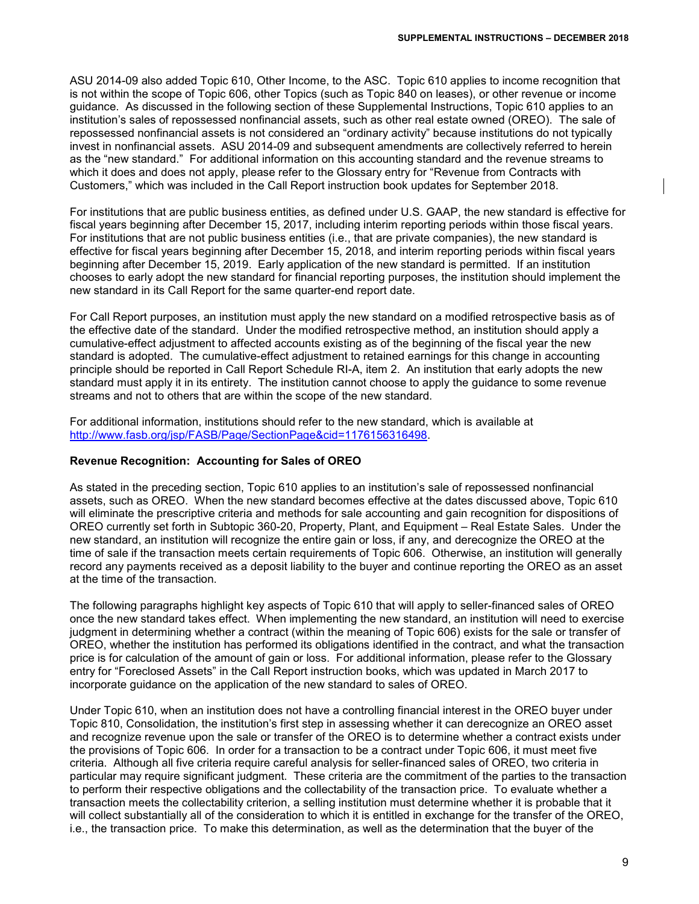ASU 2014-09 also added Topic 610, Other Income, to the ASC. Topic 610 applies to income recognition that is not within the scope of Topic 606, other Topics (such as Topic 840 on leases), or other revenue or income guidance. As discussed in the following section of these Supplemental Instructions, Topic 610 applies to an institution's sales of repossessed nonfinancial assets, such as other real estate owned (OREO). The sale of repossessed nonfinancial assets is not considered an "ordinary activity" because institutions do not typically invest in nonfinancial assets. ASU 2014-09 and subsequent amendments are collectively referred to herein as the "new standard." For additional information on this accounting standard and the revenue streams to which it does and does not apply, please refer to the Glossary entry for "Revenue from Contracts with Customers," which was included in the Call Report instruction book updates for September 2018.

For institutions that are public business entities, as defined under U.S. GAAP, the new standard is effective for fiscal years beginning after December 15, 2017, including interim reporting periods within those fiscal years. For institutions that are not public business entities (i.e., that are private companies), the new standard is effective for fiscal years beginning after December 15, 2018, and interim reporting periods within fiscal years beginning after December 15, 2019. Early application of the new standard is permitted. If an institution chooses to early adopt the new standard for financial reporting purposes, the institution should implement the new standard in its Call Report for the same quarter-end report date.

For Call Report purposes, an institution must apply the new standard on a modified retrospective basis as of the effective date of the standard. Under the modified retrospective method, an institution should apply a cumulative-effect adjustment to affected accounts existing as of the beginning of the fiscal year the new standard is adopted. The cumulative-effect adjustment to retained earnings for this change in accounting principle should be reported in Call Report Schedule RI-A, item 2. An institution that early adopts the new standard must apply it in its entirety. The institution cannot choose to apply the guidance to some revenue streams and not to others that are within the scope of the new standard.

For additional information, institutions should refer to the new standard, which is available at http://www.fasb.org/jsp/FASB/Page/SectionPage&cid=1176156316498.

**Revenue Recognition: Accounting for Sales of OREO**

As stated in the preceding section, Topic 610 applies to an institution's sale of repossessed nonfinancial assets, such as OREO. When the new standard becomes effective at the dates discussed above, Topic 610 will eliminate the prescriptive criteria and methods for sale accounting and gain recognition for dispositions of OREO currently set forth in Subtopic 360-20, Property, Plant, and Equipment – Real Estate Sales. Under the new standard, an institution will recognize the entire gain or loss, if any, and derecognize the OREO at the time of sale if the transaction meets certain requirements of Topic 606. Otherwise, an institution will generally record any payments received as a deposit liability to the buyer and continue reporting the OREO as an asset at the time of the transaction.

The following paragraphs highlight key aspects of Topic 610 that will apply to seller-financed sales of OREO once the new standard takes effect. When implementing the new standard, an institution will need to exercise judgment in determining whether a contract (within the meaning of Topic 606) exists for the sale or transfer of OREO, whether the institution has performed its obligations identified in the contract, and what the transaction price is for calculation of the amount of gain or loss. For additional information, please refer to the Glossary entry for "Foreclosed Assets" in the Call Report instruction books, which was updated in March 2017 to incorporate guidance on the application of the new standard to sales of OREO.

Under Topic 610, when an institution does not have a controlling financial interest in the OREO buyer under Topic 810, Consolidation, the institution's first step in assessing whether it can derecognize an OREO asset and recognize revenue upon the sale or transfer of the OREO is to determine whether a contract exists under the provisions of Topic 606. In order for a transaction to be a contract under Topic 606, it must meet five criteria. Although all five criteria require careful analysis for seller-financed sales of OREO, two criteria in particular may require significant judgment. These criteria are the commitment of the parties to the transaction to perform their respective obligations and the collectability of the transaction price. To evaluate whether a transaction meets the collectability criterion, a selling institution must determine whether it is probable that it will collect substantially all of the consideration to which it is entitled in exchange for the transfer of the OREO, i.e., the transaction price. To make this determination, as well as the determination that the buyer of the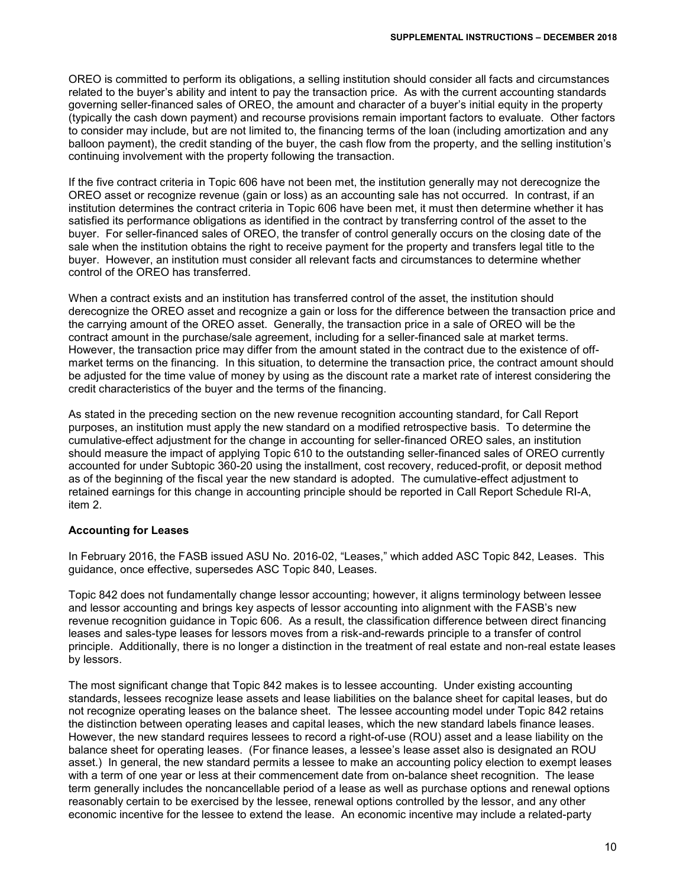OREO is committed to perform its obligations, a selling institution should consider all facts and circumstances related to the buyer's ability and intent to pay the transaction price. As with the current accounting standards governing seller-financed sales of OREO, the amount and character of a buyer's initial equity in the property (typically the cash down payment) and recourse provisions remain important factors to evaluate. Other factors to consider may include, but are not limited to, the financing terms of the loan (including amortization and any balloon payment), the credit standing of the buyer, the cash flow from the property, and the selling institution's continuing involvement with the property following the transaction.

If the five contract criteria in Topic 606 have not been met, the institution generally may not derecognize the OREO asset or recognize revenue (gain or loss) as an accounting sale has not occurred. In contrast, if an institution determines the contract criteria in Topic 606 have been met, it must then determine whether it has satisfied its performance obligations as identified in the contract by transferring control of the asset to the buyer. For seller-financed sales of OREO, the transfer of control generally occurs on the closing date of the sale when the institution obtains the right to receive payment for the property and transfers legal title to the buyer. However, an institution must consider all relevant facts and circumstances to determine whether control of the OREO has transferred.

When a contract exists and an institution has transferred control of the asset, the institution should derecognize the OREO asset and recognize a gain or loss for the difference between the transaction price and the carrying amount of the OREO asset. Generally, the transaction price in a sale of OREO will be the contract amount in the purchase/sale agreement, including for a seller-financed sale at market terms. However, the transaction price may differ from the amount stated in the contract due to the existence of off-market terms on the financing. In this situation, to determine the transaction price, the contract amount should be adjusted for the time value of money by using as the discount rate a market rate of interest considering the credit characteristics of the buyer and the terms of the financing.

As stated in the preceding section on the new revenue recognition accounting standard, for Call Report purposes, an institution must apply the new standard on a modified retrospective basis. To determine the cumulative-effect adjustment for the change in accounting for seller-financed OREO sales, an institution should measure the impact of applying Topic 610 to the outstanding seller-financed sales of OREO currently accounted for under Subtopic 360-20 using the installment, cost recovery, reduced-profit, or deposit method as of the beginning of the fiscal year the new standard is adopted. The cumulative-effect adjustment to retained earnings for this change in accounting principle should be reported in Call Report Schedule RI-A, item 2.

**Accounting for Leases**

In February 2016, the FASB issued ASU No. 2016-02, "Leases," which added ASC Topic 842, Leases. This guidance, once effective, supersedes ASC Topic 840, Leases.

Topic 842 does not fundamentally change lessor accounting; however, it aligns terminology between lessee and lessor accounting and brings key aspects of lessor accounting into alignment with the FASB's new revenue recognition guidance in Topic 606. As a result, the classification difference between direct financing leases and sales-type leases for lessors moves from a risk-and-rewards principle to a transfer of control principle. Additionally, there is no longer a distinction in the treatment of real estate and non-real estate leases by lessors.

The most significant change that Topic 842 makes is to lessee accounting. Under existing accounting standards, lessees recognize lease assets and lease liabilities on the balance sheet for capital leases, but do not recognize operating leases on the balance sheet. The lessee accounting model under Topic 842 retains the distinction between operating leases and capital leases, which the new standard labels finance leases. However, the new standard requires lessees to record a right-of-use (ROU) asset and a lease liability on the balance sheet for operating leases. (For finance leases, a lessee's lease asset also is designated an ROU asset.) In general, the new standard permits a lessee to make an accounting policy election to exempt leases with a term of one year or less at their commencement date from on-balance sheet recognition. The lease term generally includes the noncancellable period of a lease as well as purchase options and renewal options reasonably certain to be exercised by the lessee, renewal options controlled by the lessor, and any other economic incentive for the lessee to extend the lease. An economic incentive may include a related-party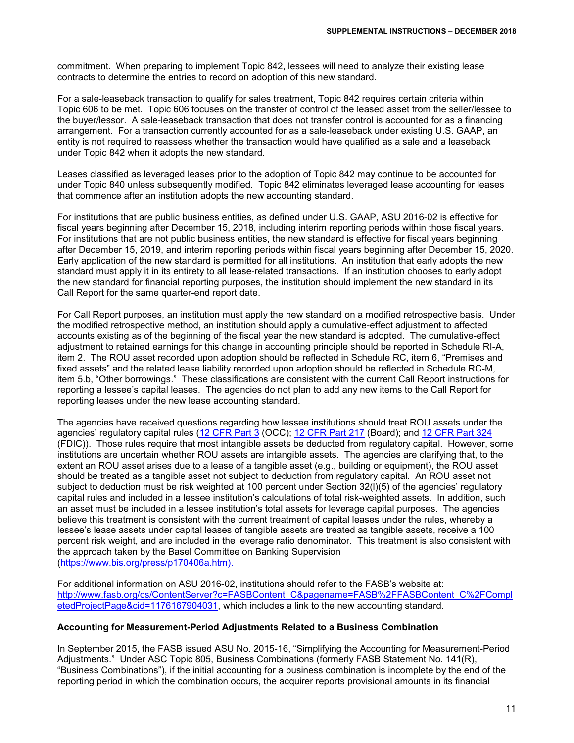commitment. When preparing to implement Topic 842, lessees will need to analyze their existing lease contracts to determine the entries to record on adoption of this new standard.

For a sale-leaseback transaction to qualify for sales treatment, Topic 842 requires certain criteria within Topic 606 to be met. Topic 606 focuses on the transfer of control of the leased asset from the seller/lessee to the buyer/lessor. A sale-leaseback transaction that does not transfer control is accounted for as a financing arrangement. For a transaction currently accounted for as a sale-leaseback under existing U.S. GAAP, an entity is not required to reassess whether the transaction would have qualified as a sale and a leaseback under Topic 842 when it adopts the new standard.

Leases classified as leveraged leases prior to the adoption of Topic 842 may continue to be accounted for under Topic 840 unless subsequently modified. Topic 842 eliminates leveraged lease accounting for leases that commence after an institution adopts the new accounting standard.

For institutions that are public business entities, as defined under U.S. GAAP, ASU 2016-02 is effective for fiscal years beginning after December 15, 2018, including interim reporting periods within those fiscal years. For institutions that are not public business entities, the new standard is effective for fiscal years beginning after December 15, 2019, and interim reporting periods within fiscal years beginning after December 15, 2020. Early application of the new standard is permitted for all institutions. An institution that early adopts the new standard must apply it in its entirety to all lease-related transactions. If an institution chooses to early adopt the new standard for financial reporting purposes, the institution should implement the new standard in its Call Report for the same quarter-end report date.

For Call Report purposes, an institution must apply the new standard on a modified retrospective basis. Under the modified retrospective method, an institution should apply a cumulative-effect adjustment to affected accounts existing as of the beginning of the fiscal year the new standard is adopted. The cumulative-effect adjustment to retained earnings for this change in accounting principle should be reported in Schedule RI-A, item 2. The ROU asset recorded upon adoption should be reflected in Schedule RC, item 6, "Premises and fixed assets" and the related lease liability recorded upon adoption should be reflected in Schedule RC-M, item 5.b, "Other borrowings." These classifications are consistent with the current Call Report instructions for reporting a lessee's capital leases. The agencies do not plan to add any new items to the Call Report for reporting leases under the new lease accounting standard.

The agencies have received questions regarding how lessee institutions should treat ROU assets under the agencies' regulatory capital rules (12 CFR Part 3 (OCC); 12 CFR Part 217 (Board); and 12 CFR Part 324 (FDIC)). Those rules require that most intangible assets be deducted from regulatory capital. However, some institutions are uncertain whether ROU assets are intangible assets. The agencies are clarifying that, to the extent an ROU asset arises due to a lease of a tangible asset (e.g., building or equipment), the ROU asset should be treated as a tangible asset not subject to deduction from regulatory capital. An ROU asset not subject to deduction must be risk weighted at 100 percent under Section 32(l)(5) of the agencies' regulatory capital rules and included in a lessee institution's calculations of total risk-weighted assets. In addition, such an asset must be included in a lessee institution's total assets for leverage capital purposes. The agencies believe this treatment is consistent with the current treatment of capital leases under the rules, whereby a lessee's lease assets under capital leases of tangible assets are treated as tangible assets, receive a 100 percent risk weight, and are included in the leverage ratio denominator. This treatment is also consistent with the approach taken by the Basel Committee on Banking Supervision (https://www.bis.org/press/p170406a.htm).

For additional information on ASU 2016-02, institutions should refer to the FASB's website at: http://www.fasb.org/cs/ContentServer?c=FASBContent_C&pagename=FASB%2FFASBContent_C%2FCompletedProjectPage&cid=1176167904031, which includes a link to the new accounting standard.

**Accounting for Measurement-Period Adjustments Related to a Business Combination**

In September 2015, the FASB issued ASU No. 2015-16, "Simplifying the Accounting for Measurement-Period Adjustments." Under ASC Topic 805, Business Combinations (formerly FASB Statement No. 141(R), "Business Combinations"), if the initial accounting for a business combination is incomplete by the end of the reporting period in which the combination occurs, the acquirer reports provisional amounts in its financial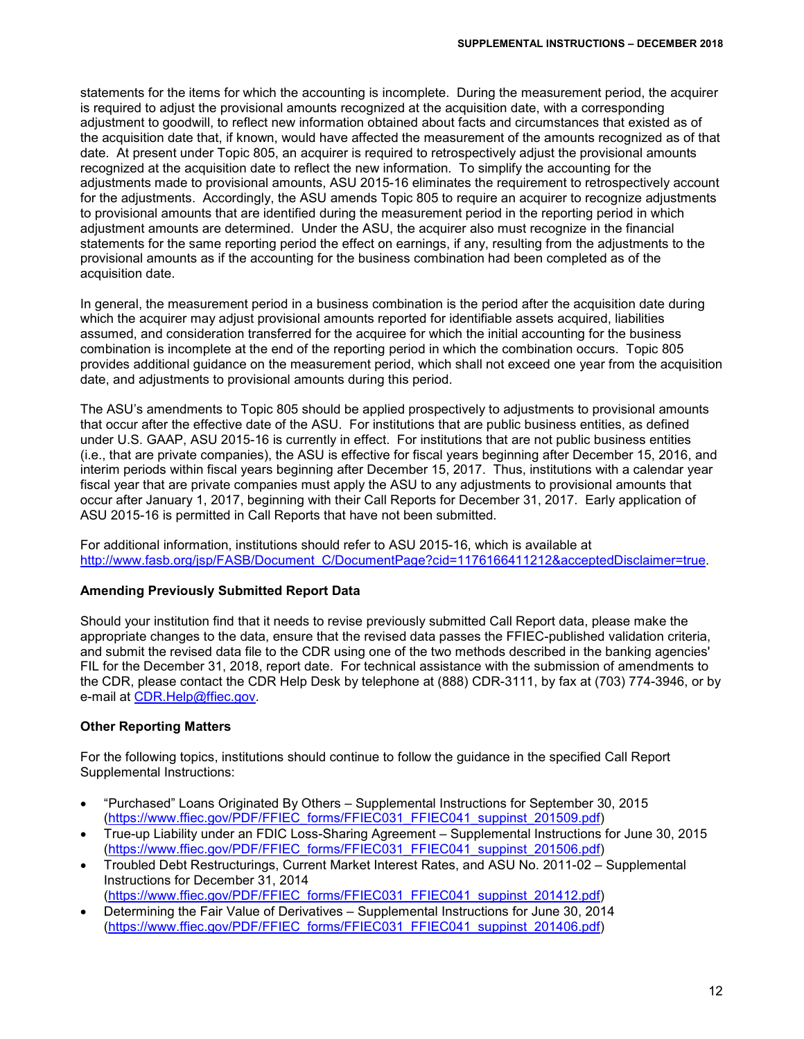statements for the items for which the accounting is incomplete. During the measurement period, the acquirer is required to adjust the provisional amounts recognized at the acquisition date, with a corresponding adjustment to goodwill, to reflect new information obtained about facts and circumstances that existed as of the acquisition date that, if known, would have affected the measurement of the amounts recognized as of that date. At present under Topic 805, an acquirer is required to retrospectively adjust the provisional amounts recognized at the acquisition date to reflect the new information. To simplify the accounting for the adjustments made to provisional amounts, ASU 2015-16 eliminates the requirement to retrospectively account for the adjustments. Accordingly, the ASU amends Topic 805 to require an acquirer to recognize adjustments to provisional amounts that are identified during the measurement period in the reporting period in which adjustment amounts are determined. Under the ASU, the acquirer also must recognize in the financial statements for the same reporting period the effect on earnings, if any, resulting from the adjustments to the provisional amounts as if the accounting for the business combination had been completed as of the acquisition date.

In general, the measurement period in a business combination is the period after the acquisition date during which the acquirer may adjust provisional amounts reported for identifiable assets acquired, liabilities assumed, and consideration transferred for the acquiree for which the initial accounting for the business combination is incomplete at the end of the reporting period in which the combination occurs. Topic 805 provides additional guidance on the measurement period, which shall not exceed one year from the acquisition date, and adjustments to provisional amounts during this period.

The ASU's amendments to Topic 805 should be applied prospectively to adjustments to provisional amounts that occur after the effective date of the ASU. For institutions that are public business entities, as defined under U.S. GAAP, ASU 2015-16 is currently in effect. For institutions that are not public business entities (i.e., that are private companies), the ASU is effective for fiscal years beginning after December 15, 2016, and interim periods within fiscal years beginning after December 15, 2017. Thus, institutions with a calendar year fiscal year that are private companies must apply the ASU to any adjustments to provisional amounts that occur after January 1, 2017, beginning with their Call Reports for December 31, 2017. Early application of ASU 2015-16 is permitted in Call Reports that have not been submitted.

For additional information, institutions should refer to ASU 2015-16, which is available at http://www.fasb.org/jsp/FASB/Document_C/DocumentPage?cid=1176166411212&acceptedDisclaimer=true.

**Amending Previously Submitted Report Data**

Should your institution find that it needs to revise previously submitted Call Report data, please make the appropriate changes to the data, ensure that the revised data passes the FFIEC-published validation criteria, and submit the revised data file to the CDR using one of the two methods described in the banking agencies' FIL for the December 31, 2018, report date. For technical assistance with the submission of amendments to the CDR, please contact the CDR Help Desk by telephone at (888) CDR-3111, by fax at (703) 774-3946, or by e-mail at CDR.Help@ffiec.gov.

**Other Reporting Matters**

For the following topics, institutions should continue to follow the guidance in the specified Call Report Supplemental Instructions:

- "Purchased" Loans Originated By Others – Supplemental Instructions for September 30, 2015 (https://www.ffiec.gov/PDF/FFIEC_forms/FFIEC031_FFIEC041_suppinst_201509.pdf)
- True-up Liability under an FDIC Loss-Sharing Agreement – Supplemental Instructions for June 30, 2015 (https://www.ffiec.gov/PDF/FFIEC_forms/FFIEC031_FFIEC041_suppinst_201506.pdf)
- Troubled Debt Restructurings, Current Market Interest Rates, and ASU No. 2011-02 – Supplemental Instructions for December 31, 2014 (https://www.ffiec.gov/PDF/FFIEC_forms/FFIEC031_FFIEC041_suppinst_201412.pdf)
- Determining the Fair Value of Derivatives – Supplemental Instructions for June 30, 2014 (https://www.ffiec.gov/PDF/FFIEC_forms/FFIEC031_FFIEC041_suppinst_201406.pdf)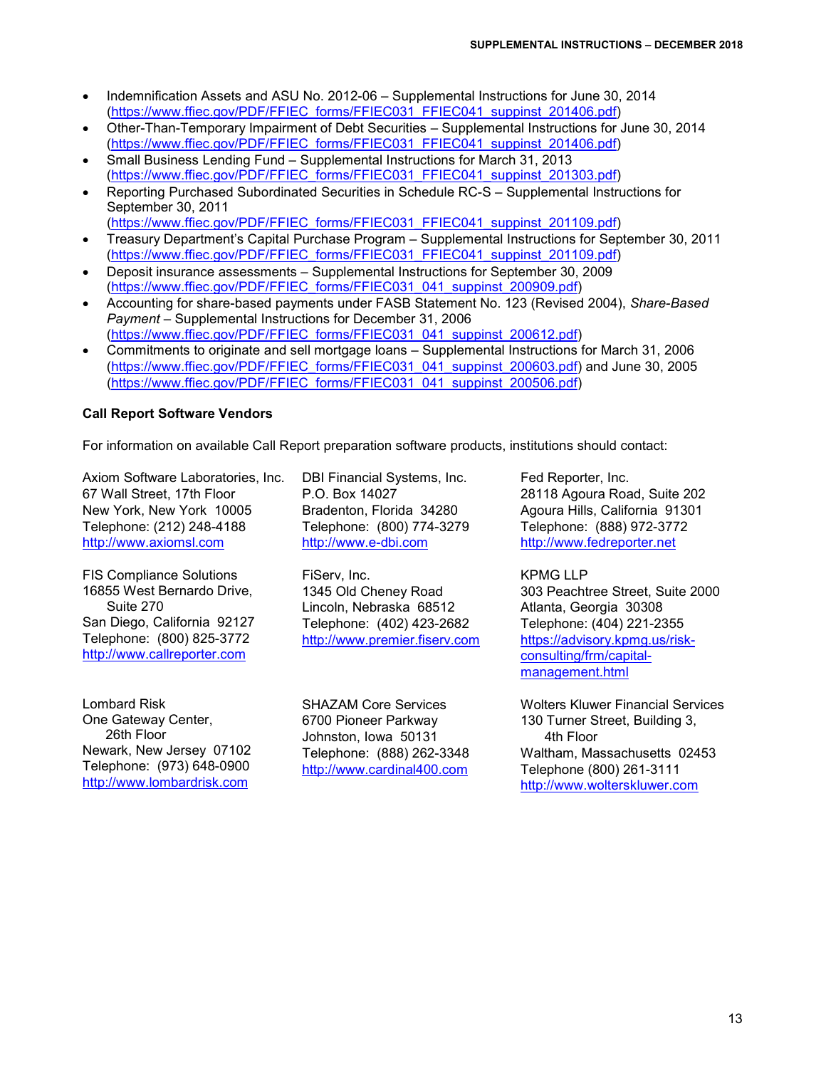- Indemnification Assets and ASU No. 2012-06 – Supplemental Instructions for June 30, 2014 (https://www.ffiec.gov/PDF/FFIEC_forms/FFIEC031_FFIEC041_suppinst_201406.pdf)
- Other-Than-Temporary Impairment of Debt Securities – Supplemental Instructions for June 30, 2014 (https://www.ffiec.gov/PDF/FFIEC_forms/FFIEC031_FFIEC041_suppinst_201406.pdf)
- Small Business Lending Fund – Supplemental Instructions for March 31, 2013 (https://www.ffiec.gov/PDF/FFIEC_forms/FFIEC031_FFIEC041_suppinst_201303.pdf)
- Reporting Purchased Subordinated Securities in Schedule RC-S – Supplemental Instructions for September 30, 2011 (https://www.ffiec.gov/PDF/FFIEC_forms/FFIEC031_FFIEC041_suppinst_201109.pdf)
- Treasury Department's Capital Purchase Program – Supplemental Instructions for September 30, 2011 (https://www.ffiec.gov/PDF/FFIEC_forms/FFIEC031_FFIEC041_suppinst_201109.pdf)
- Deposit insurance assessments – Supplemental Instructions for September 30, 2009 (https://www.ffiec.gov/PDF/FFIEC_forms/FFIEC031_041_suppinst_200909.pdf)
- Accounting for share-based payments under FASB Statement No. 123 (Revised 2004), *Share-Based Payment* – Supplemental Instructions for December 31, 2006 (https://www.ffiec.gov/PDF/FFIEC_forms/FFIEC031_041_suppinst_200612.pdf)
- Commitments to originate and sell mortgage loans – Supplemental Instructions for March 31, 2006 (https://www.ffiec.gov/PDF/FFIEC_forms/FFIEC031_041_suppinst_200603.pdf) and June 30, 2005 (https://www.ffiec.gov/PDF/FFIEC_forms/FFIEC031_041_suppinst_200506.pdf)

**Call Report Software Vendors**

For information on available Call Report preparation software products, institutions should contact:

Axiom Software Laboratories, Inc.
67 Wall Street, 17th Floor
New York, New York 10005
Telephone: (212) 248-4188
http://www.axiomsl.com

DBI Financial Systems, Inc.
P.O. Box 14027
Bradenton, Florida 34280
Telephone: (800) 774-3279
http://www.e-dbi.com

Fed Reporter, Inc.
28118 Agoura Road, Suite 202
Agoura Hills, California 91301
Telephone: (888) 972-3772
http://www.fedreporter.net

FIS Compliance Solutions
16855 West Bernardo Drive, Suite 270
San Diego, California 92127
Telephone: (800) 825-3772
http://www.callreporter.com

FiServ, Inc.
1345 Old Cheney Road
Lincoln, Nebraska 68512
Telephone: (402) 423-2682
http://www.premier.fiserv.com

KPMG LLP
303 Peachtree Street, Suite 2000
Atlanta, Georgia 30308
Telephone: (404) 221-2355
https://advisory.kpmg.us/risk-consulting/frm/capital-management.html

Lombard Risk
One Gateway Center, 26th Floor
Newark, New Jersey 07102
Telephone: (973) 648-0900
http://www.lombardrisk.com

SHAZAM Core Services
6700 Pioneer Parkway
Johnston, Iowa 50131
Telephone: (888) 262-3348
http://www.cardinal400.com

Wolters Kluwer Financial Services
130 Turner Street, Building 3, 4th Floor
Waltham, Massachusetts 02453
Telephone (800) 261-3111
http://www.wolterskluwer.com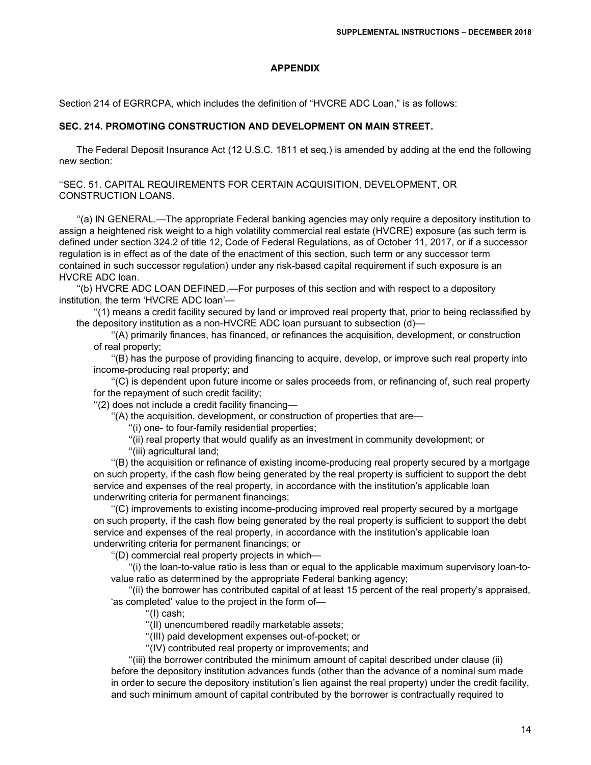## APPENDIX

Section 214 of EGRRCPA, which includes the definition of "HVCRE ADC Loan," is as follows:

### SEC. 214. PROMOTING CONSTRUCTION AND DEVELOPMENT ON MAIN STREET.

The Federal Deposit Insurance Act (12 U.S.C. 1811 et seq.) is amended by adding at the end the following new section:

''SEC. 51. CAPITAL REQUIREMENTS FOR CERTAIN ACQUISITION, DEVELOPMENT, OR CONSTRUCTION LOANS.

''(a) IN GENERAL.—The appropriate Federal banking agencies may only require a depository institution to assign a heightened risk weight to a high volatility commercial real estate (HVCRE) exposure (as such term is defined under section 324.2 of title 12, Code of Federal Regulations, as of October 11, 2017, or if a successor regulation is in effect as of the date of the enactment of this section, such term or any successor term contained in such successor regulation) under any risk-based capital requirement if such exposure is an HVCRE ADC loan.

''(b) HVCRE ADC LOAN DEFINED.—For purposes of this section and with respect to a depository institution, the term 'HVCRE ADC loan'—

''(1) means a credit facility secured by land or improved real property that, prior to being reclassified by the depository institution as a non-HVCRE ADC loan pursuant to subsection (d)—

''(A) primarily finances, has financed, or refinances the acquisition, development, or construction of real property;

''(B) has the purpose of providing financing to acquire, develop, or improve such real property into income-producing real property; and

''(C) is dependent upon future income or sales proceeds from, or refinancing of, such real property for the repayment of such credit facility;

''(2) does not include a credit facility financing—

''(A) the acquisition, development, or construction of properties that are—

''(i) one- to four-family residential properties;

''(ii) real property that would qualify as an investment in community development; or

''(iii) agricultural land;

''(B) the acquisition or refinance of existing income-producing real property secured by a mortgage on such property, if the cash flow being generated by the real property is sufficient to support the debt service and expenses of the real property, in accordance with the institution's applicable loan underwriting criteria for permanent financings;

''(C) improvements to existing income-producing improved real property secured by a mortgage on such property, if the cash flow being generated by the real property is sufficient to support the debt service and expenses of the real property, in accordance with the institution's applicable loan underwriting criteria for permanent financings; or

''(D) commercial real property projects in which—

''(i) the loan-to-value ratio is less than or equal to the applicable maximum supervisory loan-to-value ratio as determined by the appropriate Federal banking agency;

''(ii) the borrower has contributed capital of at least 15 percent of the real property's appraised, 'as completed' value to the project in the form of—

''(I) cash;

''(II) unencumbered readily marketable assets;

''(III) paid development expenses out-of-pocket; or

''(IV) contributed real property or improvements; and

''(iii) the borrower contributed the minimum amount of capital described under clause (ii) before the depository institution advances funds (other than the advance of a nominal sum made in order to secure the depository institution's lien against the real property) under the credit facility, and such minimum amount of capital contributed by the borrower is contractually required to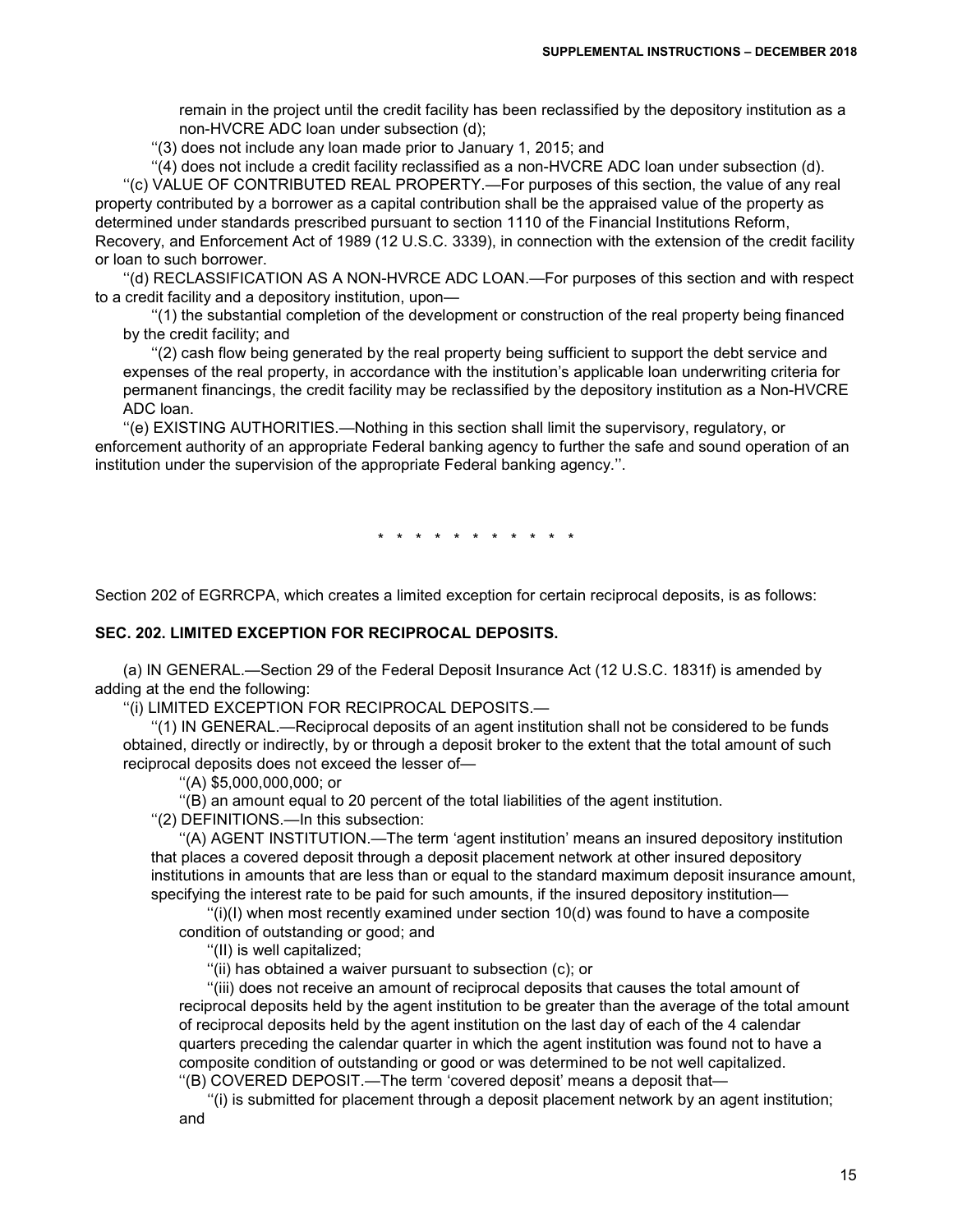remain in the project until the credit facility has been reclassified by the depository institution as a non-HVCRE ADC loan under subsection (d);

''(3) does not include any loan made prior to January 1, 2015; and

''(4) does not include a credit facility reclassified as a non-HVCRE ADC loan under subsection (d).

''(c) VALUE OF CONTRIBUTED REAL PROPERTY.—For purposes of this section, the value of any real property contributed by a borrower as a capital contribution shall be the appraised value of the property as determined under standards prescribed pursuant to section 1110 of the Financial Institutions Reform, Recovery, and Enforcement Act of 1989 (12 U.S.C. 3339), in connection with the extension of the credit facility or loan to such borrower.

''(d) RECLASSIFICATION AS A NON-HVRCE ADC LOAN.—For purposes of this section and with respect to a credit facility and a depository institution, upon—

''(1) the substantial completion of the development or construction of the real property being financed by the credit facility; and

''(2) cash flow being generated by the real property being sufficient to support the debt service and expenses of the real property, in accordance with the institution's applicable loan underwriting criteria for permanent financings, the credit facility may be reclassified by the depository institution as a Non-HVCRE ADC loan.

''(e) EXISTING AUTHORITIES.—Nothing in this section shall limit the supervisory, regulatory, or enforcement authority of an appropriate Federal banking agency to further the safe and sound operation of an institution under the supervision of the appropriate Federal banking agency.''.

\* \* \* \* \* \* \* \* \* \* \*

Section 202 of EGRRCPA, which creates a limited exception for certain reciprocal deposits, is as follows:

**SEC. 202. LIMITED EXCEPTION FOR RECIPROCAL DEPOSITS.**

(a) IN GENERAL.—Section 29 of the Federal Deposit Insurance Act (12 U.S.C. 1831f) is amended by adding at the end the following:

''(i) LIMITED EXCEPTION FOR RECIPROCAL DEPOSITS.—

''(1) IN GENERAL.—Reciprocal deposits of an agent institution shall not be considered to be funds obtained, directly or indirectly, by or through a deposit broker to the extent that the total amount of such reciprocal deposits does not exceed the lesser of—

''(A) $5,000,000,000; or

''(B) an amount equal to 20 percent of the total liabilities of the agent institution.

''(2) DEFINITIONS.—In this subsection:

''(A) AGENT INSTITUTION.—The term 'agent institution' means an insured depository institution that places a covered deposit through a deposit placement network at other insured depository institutions in amounts that are less than or equal to the standard maximum deposit insurance amount, specifying the interest rate to be paid for such amounts, if the insured depository institution—

''(i)(I) when most recently examined under section 10(d) was found to have a composite condition of outstanding or good; and

''(II) is well capitalized;

''(ii) has obtained a waiver pursuant to subsection (c); or

''(iii) does not receive an amount of reciprocal deposits that causes the total amount of reciprocal deposits held by the agent institution to be greater than the average of the total amount of reciprocal deposits held by the agent institution on the last day of each of the 4 calendar quarters preceding the calendar quarter in which the agent institution was found not to have a composite condition of outstanding or good or was determined to be not well capitalized.

''(B) COVERED DEPOSIT.—The term 'covered deposit' means a deposit that—

''(i) is submitted for placement through a deposit placement network by an agent institution; and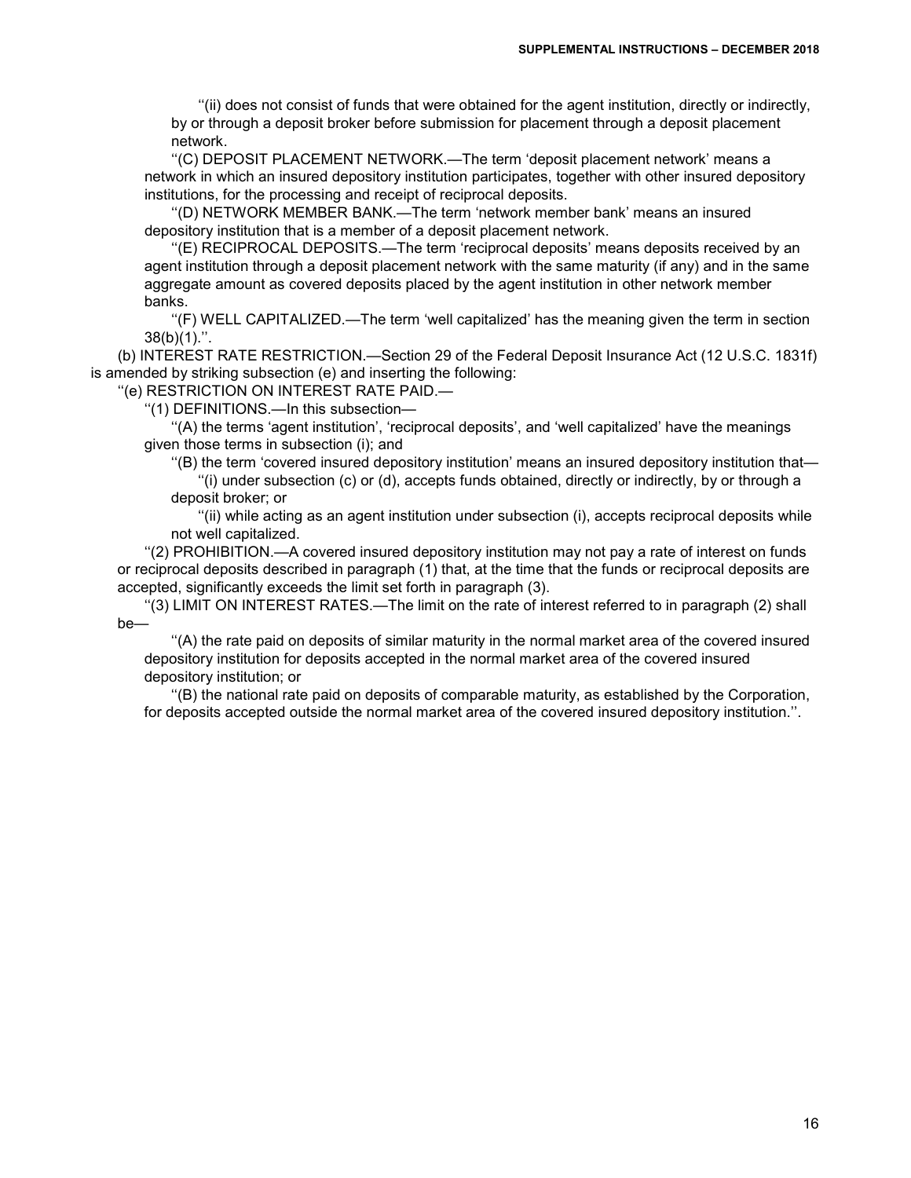''(ii) does not consist of funds that were obtained for the agent institution, directly or indirectly, by or through a deposit broker before submission for placement through a deposit placement network.

''(C) DEPOSIT PLACEMENT NETWORK.—The term 'deposit placement network' means a network in which an insured depository institution participates, together with other insured depository institutions, for the processing and receipt of reciprocal deposits.

''(D) NETWORK MEMBER BANK.—The term 'network member bank' means an insured depository institution that is a member of a deposit placement network.

''(E) RECIPROCAL DEPOSITS.—The term 'reciprocal deposits' means deposits received by an agent institution through a deposit placement network with the same maturity (if any) and in the same aggregate amount as covered deposits placed by the agent institution in other network member banks.

''(F) WELL CAPITALIZED.—The term 'well capitalized' has the meaning given the term in section 38(b)(1).''.

(b) INTEREST RATE RESTRICTION.—Section 29 of the Federal Deposit Insurance Act (12 U.S.C. 1831f) is amended by striking subsection (e) and inserting the following:

''(e) RESTRICTION ON INTEREST RATE PAID.—

''(1) DEFINITIONS.—In this subsection—

''(A) the terms 'agent institution', 'reciprocal deposits', and 'well capitalized' have the meanings given those terms in subsection (i); and

''(B) the term 'covered insured depository institution' means an insured depository institution that—

''(i) under subsection (c) or (d), accepts funds obtained, directly or indirectly, by or through a deposit broker; or

''(ii) while acting as an agent institution under subsection (i), accepts reciprocal deposits while not well capitalized.

''(2) PROHIBITION.—A covered insured depository institution may not pay a rate of interest on funds or reciprocal deposits described in paragraph (1) that, at the time that the funds or reciprocal deposits are accepted, significantly exceeds the limit set forth in paragraph (3).

''(3) LIMIT ON INTEREST RATES.—The limit on the rate of interest referred to in paragraph (2) shall be—

''(A) the rate paid on deposits of similar maturity in the normal market area of the covered insured depository institution for deposits accepted in the normal market area of the covered insured depository institution; or

''(B) the national rate paid on deposits of comparable maturity, as established by the Corporation, for deposits accepted outside the normal market area of the covered insured depository institution.''.